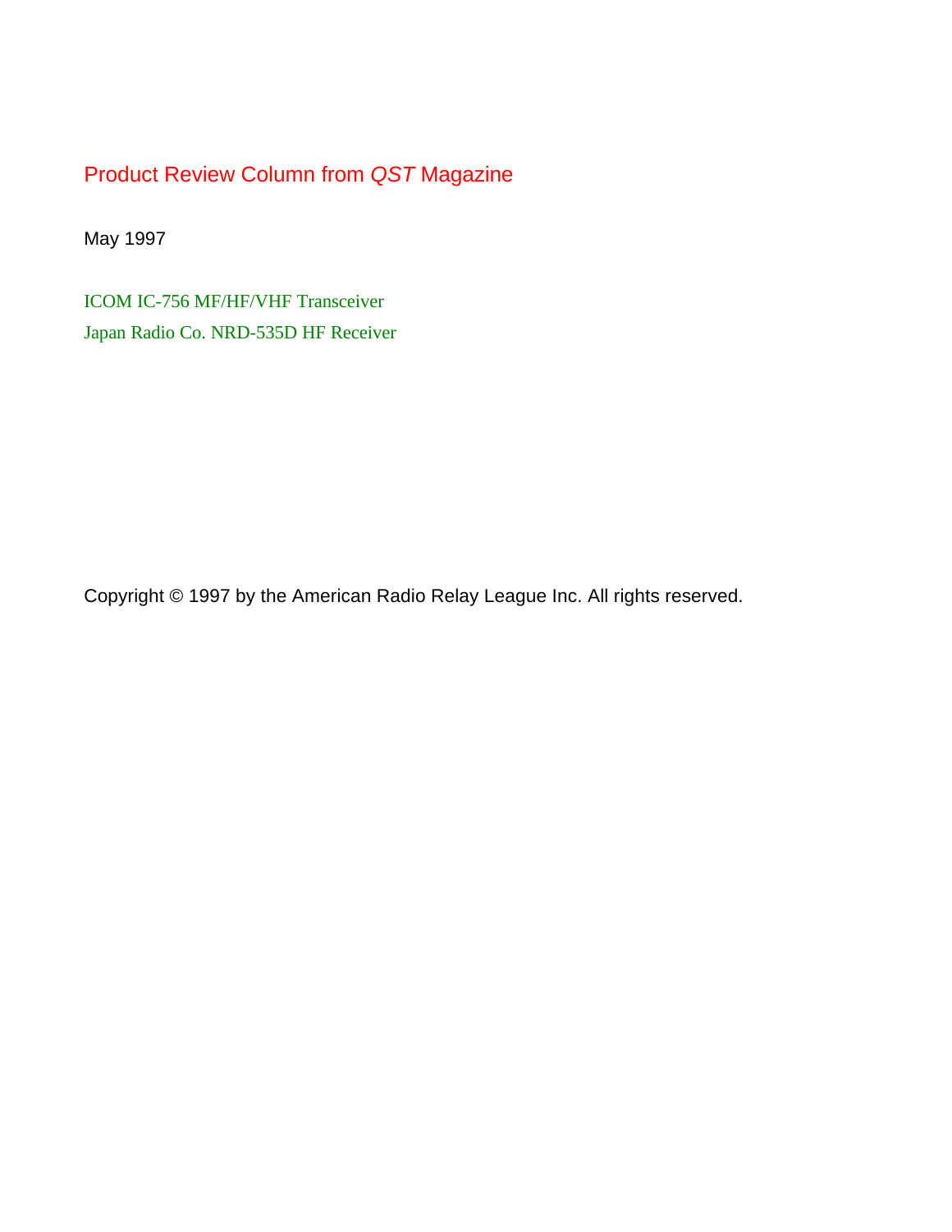# Product Review Column from *QST* Magazine

May 1997

ICOM IC-756 MF/HF/VHF Transceiver

Japan Radio Co. NRD-535D HF Receiver

Copyright © 1997 by the American Radio Relay League Inc. All rights reserved.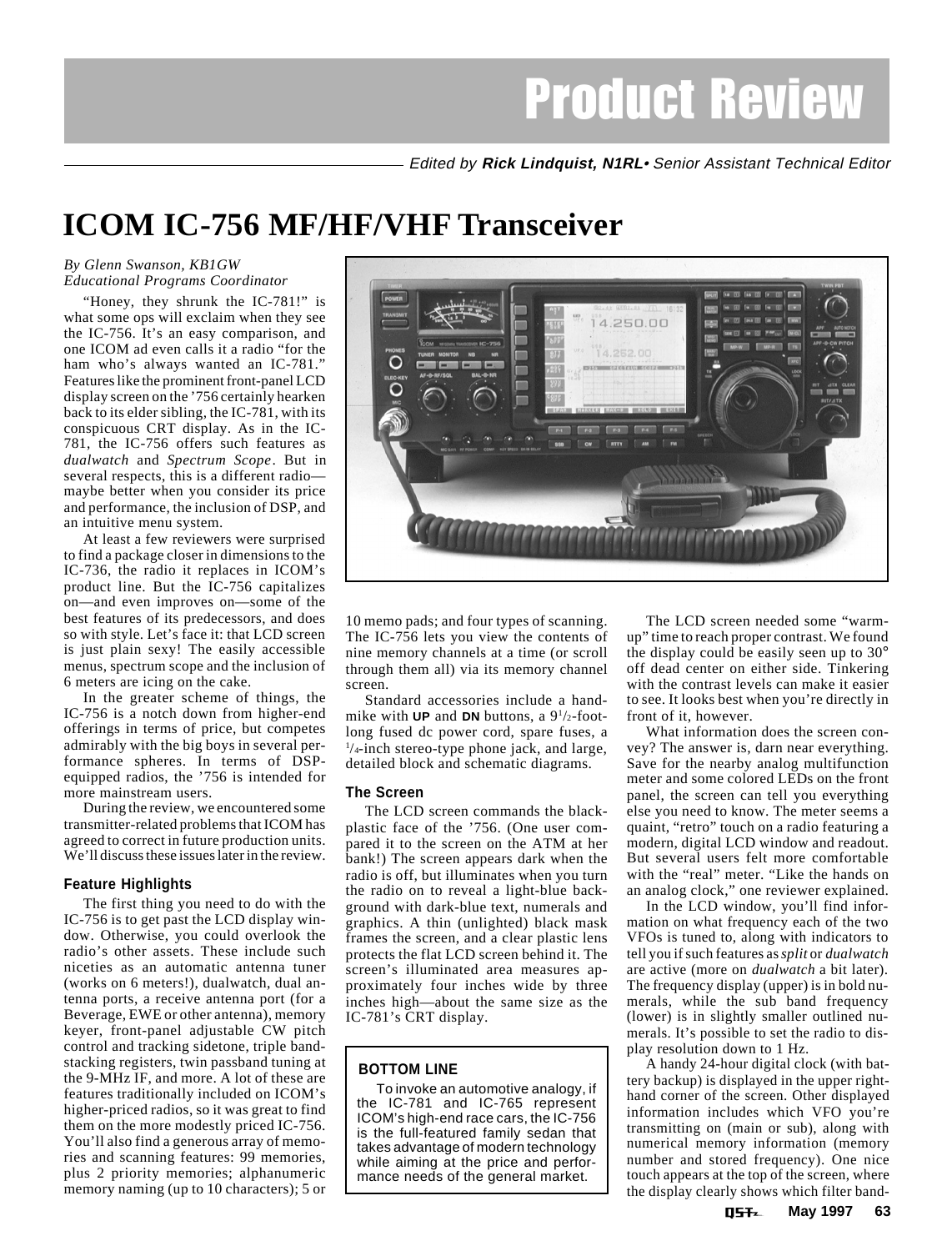# Product Review

*Edited by* ***Rick Lindquist, N1RL*** *• Senior Assistant Technical Editor*

# ICOM IC-756 MF/HF/VHF Transceiver

*By Glenn Swanson, KB1GW*
*Educational Programs Coordinator*

"Honey, they shrunk the IC-781!" is what some ops will exclaim when they see the IC-756. It's an easy comparison, and one ICOM ad even calls it a radio "for the ham who's always wanted an IC-781." Features like the prominent front-panel LCD display screen on the '756 certainly hearken back to its elder sibling, the IC-781, with its conspicuous CRT display. As in the IC-781, the IC-756 offers such features as *dualwatch* and *Spectrum Scope*. But in several respects, this is a different radio—maybe better when you consider its price and performance, the inclusion of DSP, and an intuitive menu system.

At least a few reviewers were surprised to find a package closer in dimensions to the IC-736, the radio it replaces in ICOM's product line. But the IC-756 capitalizes on—and even improves on—some of the best features of its predecessors, and does so with style. Let's face it: that LCD screen is just plain sexy! The easily accessible menus, spectrum scope and the inclusion of 6 meters are icing on the cake.

In the greater scheme of things, the IC-756 is a notch down from higher-end offerings in terms of price, but competes admirably with the big boys in several performance spheres. In terms of DSP-equipped radios, the '756 is intended for more mainstream users.

During the review, we encountered some transmitter-related problems that ICOM has agreed to correct in future production units. We'll discuss these issues later in the review.

### Feature Highlights

The first thing you need to do with the IC-756 is to get past the LCD display window. Otherwise, you could overlook the radio's other assets. These include such niceties as an automatic antenna tuner (works on 6 meters!), dualwatch, dual antenna ports, a receive antenna port (for a Beverage, EWE or other antenna), memory keyer, front-panel adjustable CW pitch control and tracking sidetone, triple band-stacking registers, twin passband tuning at the 9-MHz IF, and more. A lot of these are features traditionally included on ICOM's higher-priced radios, so it was great to find them on the more modestly priced IC-756. You'll also find a generous array of memories and scanning features: 99 memories, plus 2 priority memories; alphanumeric memory naming (up to 10 characters); 5 or 10 memo pads; and four types of scanning. The IC-756 lets you view the contents of nine memory channels at a time (or scroll through them all) via its memory channel screen.

Standard accessories include a hand-mike with **UP** and **DN** buttons, a 9½-foot-long fused dc power cord, spare fuses, a ¼-inch stereo-type phone jack, and large, detailed block and schematic diagrams.

### The Screen

The LCD screen commands the black-plastic face of the '756. (One user compared it to the screen on the ATM at her bank!) The screen appears dark when the radio is off, but illuminates when you turn the radio on to reveal a light-blue background with dark-blue text, numerals and graphics. A thin (unlighted) black mask frames the screen, and a clear plastic lens protects the flat LCD screen behind it. The screen's illuminated area measures approximately four inches wide by three inches high—about the same size as the IC-781's CRT display.

> **BOTTOM LINE**
>
> To invoke an automotive analogy, if the IC-781 and IC-765 represent ICOM's high-end race cars, the IC-756 is the full-featured family sedan that takes advantage of modern technology while aiming at the price and performance needs of the general market.

The LCD screen needed some "warm-up" time to reach proper contrast. We found the display could be easily seen up to 30° off dead center on either side. Tinkering with the contrast levels can make it easier to see. It looks best when you're directly in front of it, however.

What information does the screen convey? The answer is, darn near everything. Save for the nearby analog multifunction meter and some colored LEDs on the front panel, the screen can tell you everything else you need to know. The meter seems a quaint, "retro" touch on a radio featuring a modern, digital LCD window and readout. But several users felt more comfortable with the "real" meter. "Like the hands on an analog clock," one reviewer explained.

In the LCD window, you'll find information on what frequency each of the two VFOs is tuned to, along with indicators to tell you if such features as *split* or *dualwatch* are active (more on *dualwatch* a bit later). The frequency display (upper) is in bold numerals, while the sub band frequency (lower) is in slightly smaller outlined numerals. It's possible to set the radio to display resolution down to 1 Hz.

A handy 24-hour digital clock (with battery backup) is displayed in the upper right-hand corner of the screen. Other displayed information includes which VFO you're transmitting on (main or sub), along with numerical memory information (memory number and stored frequency). One nice touch appears at the top of the screen, where the display clearly shows which filter band-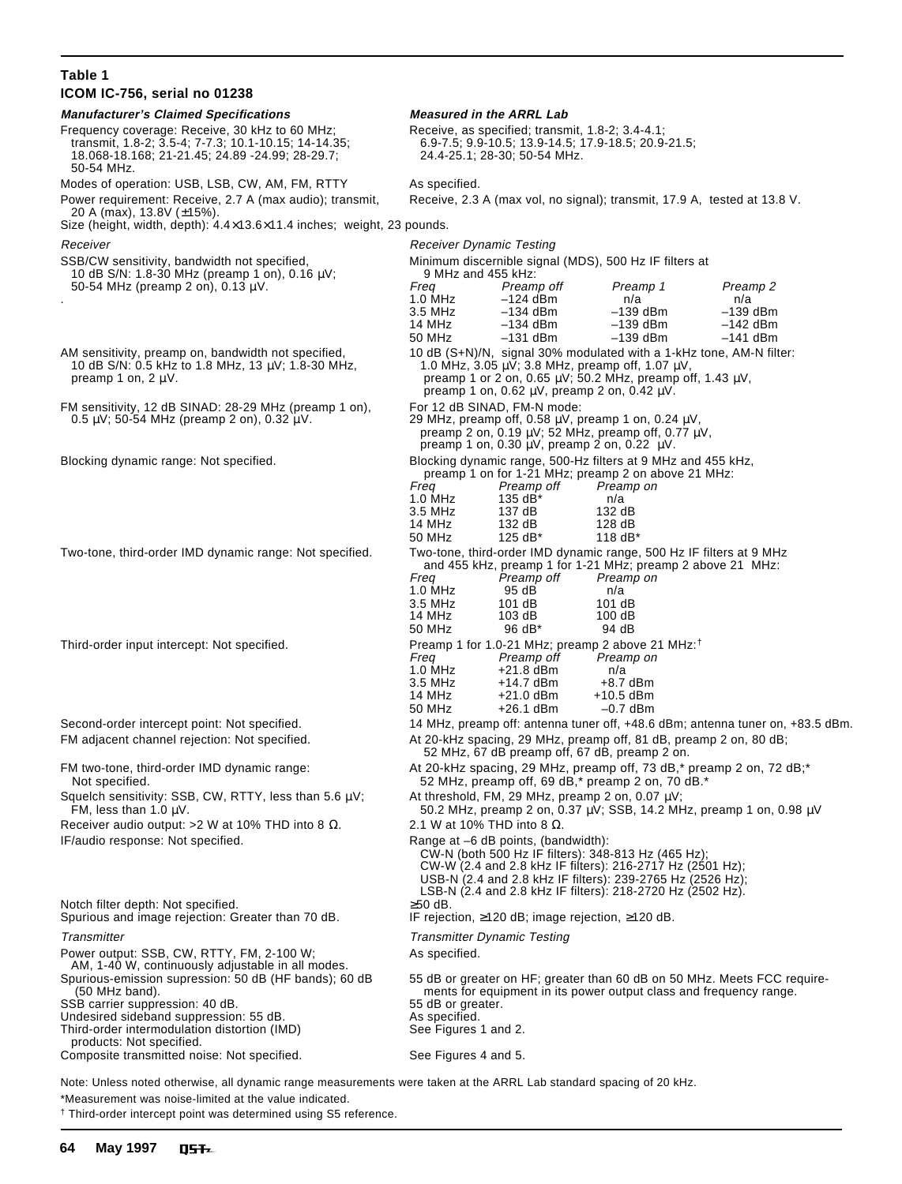**Table 1**

**ICOM IC-756, serial no 01238**

| *Manufacturer's Claimed Specifications* | *Measured in the ARRL Lab* |
|---|---|
| Frequency coverage: Receive, 30 kHz to 60 MHz; transmit, 1.8-2; 3.5-4; 7-7.3; 10.1-10.15; 14-14.35; 18.068-18.168; 21-21.45; 24.89 -24.99; 28-29.7; 50-54 MHz. | Receive, as specified; transmit, 1.8-2; 3.4-4.1; 6.9-7.5; 9.9-10.5; 13.9-14.5; 17.9-18.5; 20.9-21.5; 24.4-25.1; 28-30; 50-54 MHz. |
| Modes of operation: USB, LSB, CW, AM, FM, RTTY | As specified. |
| Power requirement: Receive, 2.7 A (max audio); transmit, 20 A (max), 13.8V (±15%). | Receive, 2.3 A (max vol, no signal); transmit, 17.9 A, tested at 13.8 V. |
| Size (height, width, depth): 4.4×13.6×11.4 inches; weight, 23 pounds. | |
| *Receiver* | *Receiver Dynamic Testing* |
| SSB/CW sensitivity, bandwidth not specified, 10 dB S/N: 1.8-30 MHz (preamp 1 on), 0.16 µV; 50-54 MHz (preamp 2 on), 0.13 µV. | Minimum discernible signal (MDS), 500 Hz IF filters at 9 MHz and 455 kHz:<br>*Freq* / *Preamp off* / *Preamp 1* / *Preamp 2*<br>1.0 MHz: –124 dBm / n/a / n/a<br>3.5 MHz: –134 dBm / –139 dBm / –139 dBm<br>14 MHz: –134 dBm / –139 dBm / –142 dBm<br>50 MHz: –131 dBm / –139 dBm / –141 dBm |
| AM sensitivity, preamp on, bandwidth not specified, 10 dB S/N: 0.5 kHz to 1.8 MHz, 13 µV; 1.8-30 MHz, preamp 1 on, 2 µV. | 10 dB (S+N)/N, signal 30% modulated with a 1-kHz tone, AM-N filter: 1.0 MHz, 3.05 µV; 3.8 MHz, preamp off, 1.07 µV, preamp 1 or 2 on, 0.65 µV; 50.2 MHz, preamp off, 1.43 µV, preamp 1 on, 0.62 µV, preamp 2 on, 0.42 µV. |
| FM sensitivity, 12 dB SINAD: 28-29 MHz (preamp 1 on), 0.5 µV; 50-54 MHz (preamp 2 on), 0.32 µV. | For 12 dB SINAD, FM-N mode: 29 MHz, preamp off, 0.58 µV, preamp 1 on, 0.24 µV, preamp 2 on, 0.19 µV; 52 MHz, preamp off, 0.77 µV, preamp 1 on, 0.30 µV, preamp 2 on, 0.22 µV. |
| Blocking dynamic range: Not specified. | Blocking dynamic range, 500-Hz filters at 9 MHz and 455 kHz, preamp 1 on for 1-21 MHz; preamp 2 on above 21 MHz:<br>*Freq* / *Preamp off* / *Preamp on*<br>1.0 MHz: 135 dB* / n/a<br>3.5 MHz: 137 dB / 132 dB<br>14 MHz: 132 dB / 128 dB<br>50 MHz: 125 dB* / 118 dB* |
| Two-tone, third-order IMD dynamic range: Not specified. | Two-tone, third-order IMD dynamic range, 500 Hz IF filters at 9 MHz and 455 kHz, preamp 1 for 1-21 MHz; preamp 2 above 21 MHz:<br>*Freq* / *Preamp off* / *Preamp on*<br>1.0 MHz: 95 dB / n/a<br>3.5 MHz: 101 dB / 101 dB<br>14 MHz: 103 dB / 100 dB<br>50 MHz: 96 dB* / 94 dB |
| Third-order input intercept: Not specified. | Preamp 1 for 1.0-21 MHz; preamp 2 above 21 MHz:†<br>*Freq* / *Preamp off* / *Preamp on*<br>1.0 MHz: +21.8 dBm / n/a<br>3.5 MHz: +14.7 dBm / +8.7 dBm<br>14 MHz: +21.0 dBm / +10.5 dBm<br>50 MHz: +26.1 dBm / –0.7 dBm |
| Second-order intercept point: Not specified. | 14 MHz, preamp off: antenna tuner off, +48.6 dBm; antenna tuner on, +83.5 dBm. |
| FM adjacent channel rejection: Not specified. | At 20-kHz spacing, 29 MHz, preamp off, 81 dB, preamp 2 on, 80 dB; 52 MHz, 67 dB preamp off, 67 dB, preamp 2 on. |
| FM two-tone, third-order IMD dynamic range: Not specified. | At 20-kHz spacing, 29 MHz, preamp off, 73 dB,* preamp 2 on, 72 dB;* 52 MHz, preamp off, 69 dB,* preamp 2 on, 70 dB.* |
| Squelch sensitivity: SSB, CW, RTTY, less than 5.6 µV; FM, less than 1.0 µV. | At threshold, FM, 29 MHz, preamp 2 on, 0.07 µV; 50.2 MHz, preamp 2 on, 0.37 µV; SSB, 14.2 MHz, preamp 1 on, 0.98 µV |
| Receiver audio output: >2 W at 10% THD into 8 Ω. | 2.1 W at 10% THD into 8 Ω. |
| IF/audio response: Not specified. | Range at –6 dB points, (bandwidth):<br>CW-N (both 500 Hz IF filters): 348-813 Hz (465 Hz);<br>CW-W (2.4 and 2.8 kHz IF filters): 216-2717 Hz (2501 Hz);<br>USB-N (2.4 and 2.8 kHz IF filters): 239-2765 Hz (2526 Hz);<br>LSB-N (2.4 and 2.8 kHz IF filters): 218-2720 Hz (2502 Hz). |
| Notch filter depth: Not specified. | ≥50 dB. |
| Spurious and image rejection: Greater than 70 dB. | IF rejection, ≥120 dB; image rejection, ≥120 dB. |
| *Transmitter* | *Transmitter Dynamic Testing* |
| Power output: SSB, CW, RTTY, FM, 2-100 W; AM, 1-40 W, continuously adjustable in all modes. | As specified. |
| Spurious-emission supression: 50 dB (HF bands); 60 dB (50 MHz band). | 55 dB or greater on HF; greater than 60 dB on 50 MHz. Meets FCC requirements for equipment in its power output class and frequency range. |
| SSB carrier suppression: 40 dB. | 55 dB or greater. |
| Undesired sideband suppression: 55 dB. | As specified. |
| Third-order intermodulation distortion (IMD) products: Not specified. | See Figures 1 and 2. |
| Composite transmitted noise: Not specified. | See Figures 4 and 5. |

Note: Unless noted otherwise, all dynamic range measurements were taken at the ARRL Lab standard spacing of 20 kHz.

*Measurement was noise-limited at the value indicated.

† Third-order intercept point was determined using S5 reference.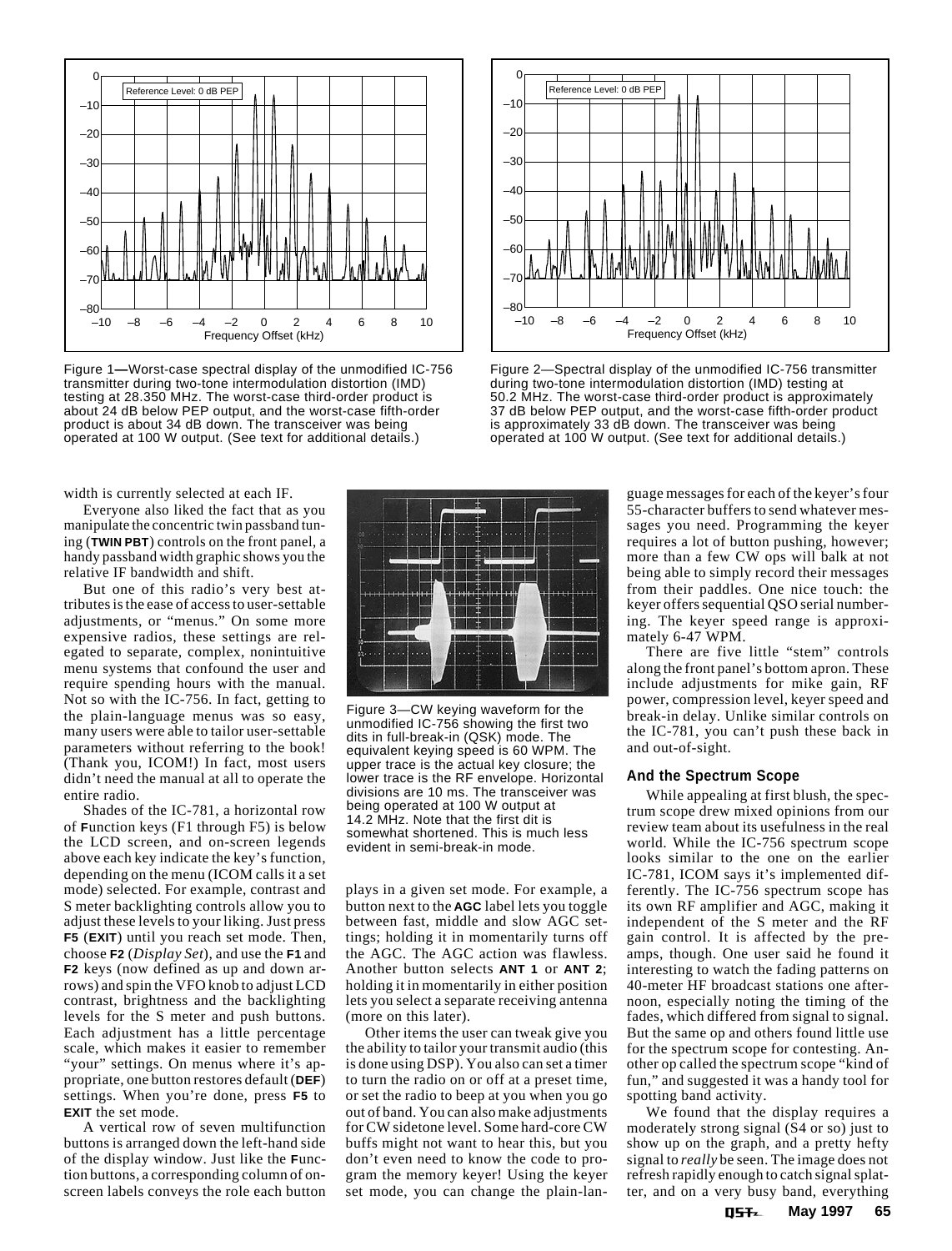Figure 1—Worst-case spectral display of the unmodified IC-756 transmitter during two-tone intermodulation distortion (IMD) testing at 28.350 MHz. The worst-case third-order product is about 24 dB below PEP output, and the worst-case fifth-order product is about 34 dB down. The transceiver was being operated at 100 W output. (See text for additional details.)

Figure 2—Spectral display of the unmodified IC-756 transmitter during two-tone intermodulation distortion (IMD) testing at 50.2 MHz. The worst-case third-order product is approximately 37 dB below PEP output, and the worst-case fifth-order product is approximately 33 dB down. The transceiver was being operated at 100 W output. (See text for additional details.)

width is currently selected at each IF.

Everyone also liked the fact that as you manipulate the concentric twin passband tuning (**TWIN PBT**) controls on the front panel, a handy passband width graphic shows you the relative IF bandwidth and shift.

But one of this radio's very best attributes is the ease of access to user-settable adjustments, or "menus." On some more expensive radios, these settings are relegated to separate, complex, nonintuitive menu systems that confound the user and require spending hours with the manual. Not so with the IC-756. In fact, getting to the plain-language menus was so easy, many users were able to tailor user-settable parameters without referring to the book! (Thank you, ICOM!) In fact, most users didn't need the manual at all to operate the entire radio.

Shades of the IC-781, a horizontal row of **F**unction keys (F1 through F5) is below the LCD screen, and on-screen legends above each key indicate the key's function, depending on the menu (ICOM calls it a set mode) selected. For example, contrast and S meter backlighting controls allow you to adjust these levels to your liking. Just press **F5** (**EXIT**) until you reach set mode. Then, choose **F2** (*Display Set*), and use the **F1** and **F2** keys (now defined as up and down arrows) and spin the VFO knob to adjust LCD contrast, brightness and the backlighting levels for the S meter and push buttons. Each adjustment has a little percentage scale, which makes it easier to remember "your" settings. On menus where it's appropriate, one button restores default (**DEF**) settings. When you're done, press **F5** to **EXIT** the set mode.

A vertical row of seven multifunction buttons is arranged down the left-hand side of the display window. Just like the **F**unction buttons, a corresponding column of on-screen labels conveys the role each button plays in a given set mode. For example, a button next to the **AGC** label lets you toggle between fast, middle and slow AGC settings; holding it in momentarily turns off the AGC. The AGC action was flawless. Another button selects **ANT 1** or **ANT 2**; holding it in momentarily in either position lets you select a separate receiving antenna (more on this later).

Figure 3—CW keying waveform for the unmodified IC-756 showing the first two dits in full-break-in (QSK) mode. The equivalent keying speed is 60 WPM. The upper trace is the actual key closure; the lower trace is the RF envelope. Horizontal divisions are 10 ms. The transceiver was being operated at 100 W output at 14.2 MHz. Note that the first dit is somewhat shortened. This is much less evident in semi-break-in mode.

Other items the user can tweak give you the ability to tailor your transmit audio (this is done using DSP). You also can set a timer to turn the radio on or off at a preset time, or set the radio to beep at you when you go out of band. You can also make adjustments for CW sidetone level. Some hard-core CW buffs might not want to hear this, but you don't even need to know the code to program the memory keyer! Using the keyer set mode, you can change the plain-language messages for each of the keyer's four 55-character buffers to send whatever messages you need. Programming the keyer requires a lot of button pushing, however; more than a few CW ops will balk at not being able to simply record their messages from their paddles. One nice touch: the keyer offers sequential QSO serial numbering. The keyer speed range is approximately 6-47 WPM.

There are five little "stem" controls along the front panel's bottom apron. These include adjustments for mike gain, RF power, compression level, keyer speed and break-in delay. Unlike similar controls on the IC-781, you can't push these back in and out-of-sight.

### And the Spectrum Scope

While appealing at first blush, the spectrum scope drew mixed opinions from our review team about its usefulness in the real world. While the IC-756 spectrum scope looks similar to the one on the earlier IC-781, ICOM says it's implemented differently. The IC-756 spectrum scope has its own RF amplifier and AGC, making it independent of the S meter and the RF gain control. It is affected by the preamps, though. One user said he found it interesting to watch the fading patterns on 40-meter HF broadcast stations one afternoon, especially noting the timing of the fades, which differed from signal to signal. But the same op and others found little use for the spectrum scope for contesting. Another op called the spectrum scope "kind of fun," and suggested it was a handy tool for spotting band activity.

We found that the display requires a moderately strong signal (S4 or so) just to show up on the graph, and a pretty hefty signal to *really* be seen. The image does not refresh rapidly enough to catch signal splatter, and on a very busy band, everything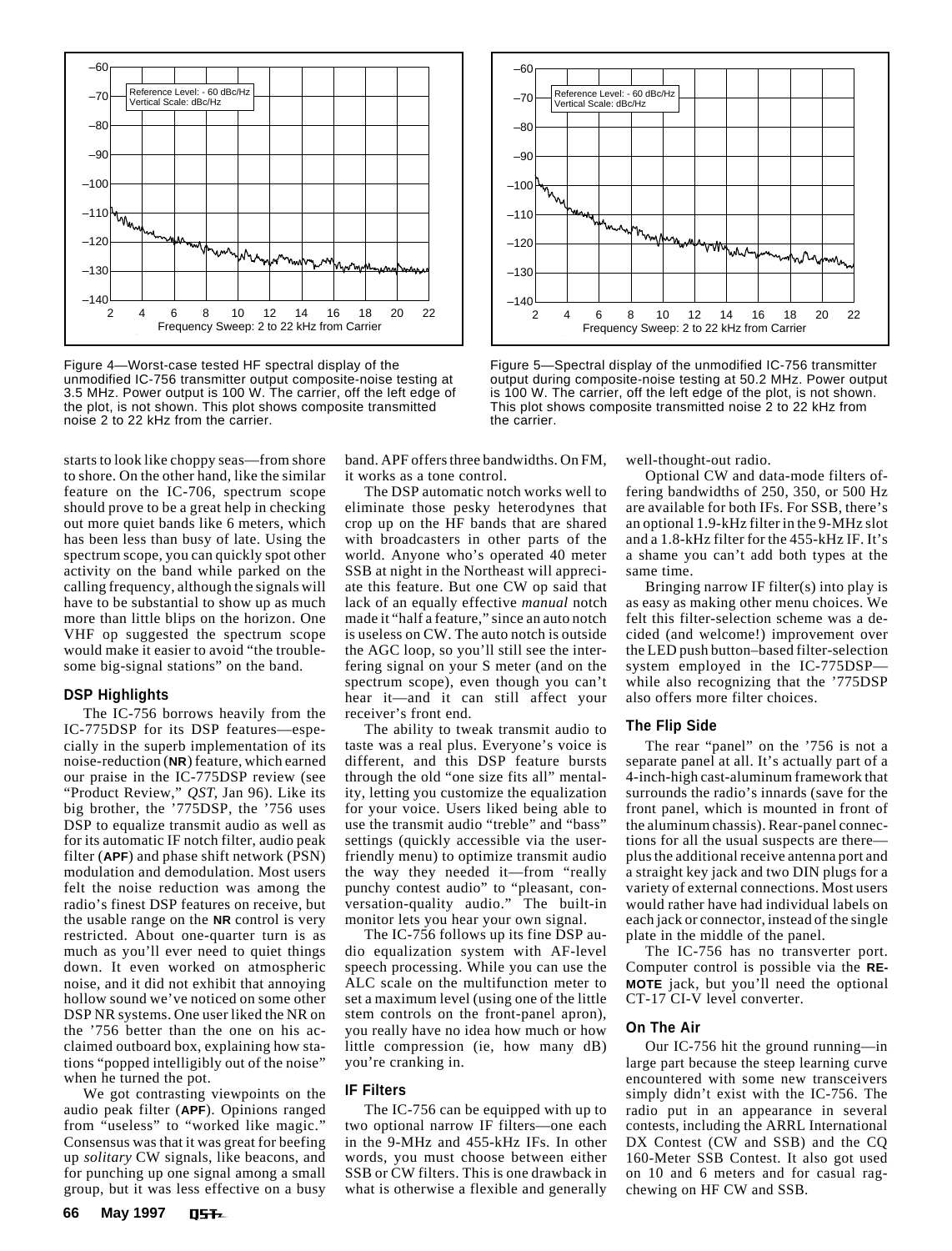Figure 4—Worst-case tested HF spectral display of the unmodified IC-756 transmitter output composite-noise testing at 3.5 MHz. Power output is 100 W. The carrier, off the left edge of the plot, is not shown. This plot shows composite transmitted noise 2 to 22 kHz from the carrier.

Figure 5—Spectral display of the unmodified IC-756 transmitter output during composite-noise testing at 50.2 MHz. Power output is 100 W. The carrier, off the left edge of the plot, is not shown. This plot shows composite transmitted noise 2 to 22 kHz from the carrier.

starts to look like choppy seas—from shore to shore. On the other hand, like the similar feature on the IC-706, spectrum scope should prove to be a great help in checking out more quiet bands like 6 meters, which has been less than busy of late. Using the spectrum scope, you can quickly spot other activity on the band while parked on the calling frequency, although the signals will have to be substantial to show up as much more than little blips on the horizon. One VHF op suggested the spectrum scope would make it easier to avoid "the troublesome big-signal stations" on the band.

### DSP Highlights

The IC-756 borrows heavily from the IC-775DSP for its DSP features—especially in the superb implementation of its noise-reduction (**NR**) feature, which earned our praise in the IC-775DSP review (see "Product Review," *QST*, Jan 96). Like its big brother, the '775DSP, the '756 uses DSP to equalize transmit audio as well as for its automatic IF notch filter, audio peak filter (**APF**) and phase shift network (PSN) modulation and demodulation. Most users felt the noise reduction was among the radio's finest DSP features on receive, but the usable range on the **NR** control is very restricted. About one-quarter turn is as much as you'll ever need to quiet things down. It even worked on atmospheric noise, and it did not exhibit that annoying hollow sound we've noticed on some other DSP NR systems. One user liked the NR on the '756 better than the one on his acclaimed outboard box, explaining how stations "popped intelligibly out of the noise" when he turned the pot.

We got contrasting viewpoints on the audio peak filter (**APF**). Opinions ranged from "useless" to "worked like magic." Consensus was that it was great for beefing up *solitary* CW signals, like beacons, and for punching up one signal among a small group, but it was less effective on a busy band. APF offers three bandwidths. On FM, it works as a tone control.

The DSP automatic notch works well to eliminate those pesky heterodynes that crop up on the HF bands that are shared with broadcasters in other parts of the world. Anyone who's operated 40 meter SSB at night in the Northeast will appreciate this feature. But one CW op said that lack of an equally effective *manual* notch made it "half a feature," since an auto notch is useless on CW. The auto notch is outside the AGC loop, so you'll still see the interfering signal on your S meter (and on the spectrum scope), even though you can't hear it—and it can still affect your receiver's front end.

The ability to tweak transmit audio to taste was a real plus. Everyone's voice is different, and this DSP feature bursts through the old "one size fits all" mentality, letting you customize the equalization for your voice. Users liked being able to use the transmit audio "treble" and "bass" settings (quickly accessible via the user-friendly menu) to optimize transmit audio the way they needed it—from "really punchy contest audio" to "pleasant, conversation-quality audio." The built-in monitor lets you hear your own signal.

The IC-756 follows up its fine DSP audio equalization system with AF-level speech processing. While you can use the ALC scale on the multifunction meter to set a maximum level (using one of the little stem controls on the front-panel apron), you really have no idea how much or how little compression (ie, how many dB) you're cranking in.

### IF Filters

The IC-756 can be equipped with up to two optional narrow IF filters—one each in the 9-MHz and 455-kHz IFs. In other words, you must choose between either SSB or CW filters. This is one drawback in what is otherwise a flexible and generally well-thought-out radio.

Optional CW and data-mode filters offering bandwidths of 250, 350, or 500 Hz are available for both IFs. For SSB, there's an optional 1.9-kHz filter in the 9-MHz slot and a 1.8-kHz filter for the 455-kHz IF. It's a shame you can't add both types at the same time.

Bringing narrow IF filter(s) into play is as easy as making other menu choices. We felt this filter-selection scheme was a decided (and welcome!) improvement over the LED push button–based filter-selection system employed in the IC-775DSP—while also recognizing that the '775DSP also offers more filter choices.

### The Flip Side

The rear "panel" on the '756 is not a separate panel at all. It's actually part of a 4-inch-high cast-aluminum framework that surrounds the radio's innards (save for the front panel, which is mounted in front of the aluminum chassis). Rear-panel connections for all the usual suspects are there—plus the additional receive antenna port and a straight key jack and two DIN plugs for a variety of external connections. Most users would rather have had individual labels on each jack or connector, instead of the single plate in the middle of the panel.

The IC-756 has no transverter port. Computer control is possible via the **REMOTE** jack, but you'll need the optional CT-17 CI-V level converter.

### On The Air

Our IC-756 hit the ground running—in large part because the steep learning curve encountered with some new transceivers simply didn't exist with the IC-756. The radio put in an appearance in several contests, including the ARRL International DX Contest (CW and SSB) and the CQ 160-Meter SSB Contest. It also got used on 10 and 6 meters and for casual rag-chewing on HF CW and SSB.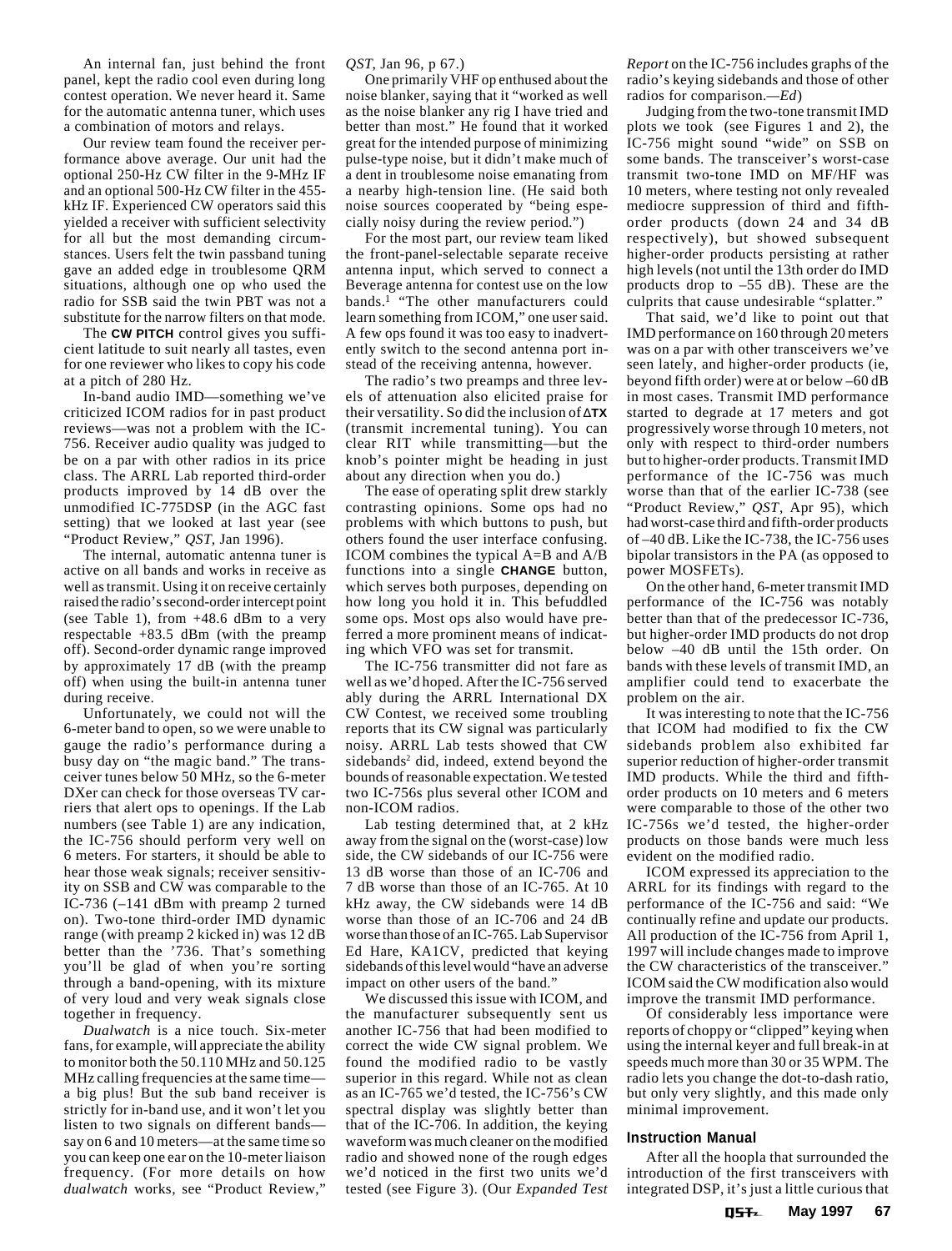An internal fan, just behind the front panel, kept the radio cool even during long contest operation. We never heard it. Same for the automatic antenna tuner, which uses a combination of motors and relays.

Our review team found the receiver performance above average. Our unit had the optional 250-Hz CW filter in the 9-MHz IF and an optional 500-Hz CW filter in the 455-kHz IF. Experienced CW operators said this yielded a receiver with sufficient selectivity for all but the most demanding circumstances. Users felt the twin passband tuning gave an added edge in troublesome QRM situations, although one op who used the radio for SSB said the twin PBT was not a substitute for the narrow filters on that mode.

The **CW PITCH** control gives you sufficient latitude to suit nearly all tastes, even for one reviewer who likes to copy his code at a pitch of 280 Hz.

In-band audio IMD—something we've criticized ICOM radios for in past product reviews—was not a problem with the IC-756. Receiver audio quality was judged to be on a par with other radios in its price class. The ARRL Lab reported third-order products improved by 14 dB over the unmodified IC-775DSP (in the AGC fast setting) that we looked at last year (see "Product Review," *QST*, Jan 1996).

The internal, automatic antenna tuner is active on all bands and works in receive as well as transmit. Using it on receive certainly raised the radio's second-order intercept point (see Table 1), from +48.6 dBm to a very respectable +83.5 dBm (with the preamp off). Second-order dynamic range improved by approximately 17 dB (with the preamp off) when using the built-in antenna tuner during receive.

Unfortunately, we could not will the 6-meter band to open, so we were unable to gauge the radio's performance during a busy day on "the magic band." The transceiver tunes below 50 MHz, so the 6-meter DXer can check for those overseas TV carriers that alert ops to openings. If the Lab numbers (see Table 1) are any indication, the IC-756 should perform very well on 6 meters. For starters, it should be able to hear those weak signals; receiver sensitivity on SSB and CW was comparable to the IC-736 (–141 dBm with preamp 2 turned on). Two-tone third-order IMD dynamic range (with preamp 2 kicked in) was 12 dB better than the '736. That's something you'll be glad of when you're sorting through a band-opening, with its mixture of very loud and very weak signals close together in frequency.

*Dualwatch* is a nice touch. Six-meter fans, for example, will appreciate the ability to monitor both the 50.110 MHz and 50.125 MHz calling frequencies at the same time—a big plus! But the sub band receiver is strictly for in-band use, and it won't let you listen to two signals on different bands—say on 6 and 10 meters—at the same time so you can keep one ear on the 10-meter liaison frequency. (For more details on how *dualwatch* works, see "Product Review," *QST*, Jan 96, p 67.)

One primarily VHF op enthused about the noise blanker, saying that it "worked as well as the noise blanker any rig I have tried and better than most." He found that it worked great for the intended purpose of minimizing pulse-type noise, but it didn't make much of a dent in troublesome noise emanating from a nearby high-tension line. (He said both noise sources cooperated by "being especially noisy during the review period.")

For the most part, our review team liked the front-panel-selectable separate receive antenna input, which served to connect a Beverage antenna for contest use on the low bands.[1] "The other manufacturers could learn something from ICOM," one user said. A few ops found it was too easy to inadvertently switch to the second antenna port instead of the receiving antenna, however.

The radio's two preamps and three levels of attenuation also elicited praise for their versatility. So did the inclusion of **ΔTX** (transmit incremental tuning). You can clear RIT while transmitting—but the knob's pointer might be heading in just about any direction when you do.)

The ease of operating split drew starkly contrasting opinions. Some ops had no problems with which buttons to push, but others found the user interface confusing. ICOM combines the typical A=B and A/B functions into a single **CHANGE** button, which serves both purposes, depending on how long you hold it in. This befuddled some ops. Most ops also would have preferred a more prominent means of indicating which VFO was set for transmit.

The IC-756 transmitter did not fare as well as we'd hoped. After the IC-756 served ably during the ARRL International DX CW Contest, we received some troubling reports that its CW signal was particularly noisy. ARRL Lab tests showed that CW sidebands[2] did, indeed, extend beyond the bounds of reasonable expectation. We tested two IC-756s plus several other ICOM and non-ICOM radios.

Lab testing determined that, at 2 kHz away from the signal on the (worst-case) low side, the CW sidebands of our IC-756 were 13 dB worse than those of an IC-706 and 7 dB worse than those of an IC-765. At 10 kHz away, the CW sidebands were 14 dB worse than those of an IC-706 and 24 dB worse than those of an IC-765. Lab Supervisor Ed Hare, KA1CV, predicted that keying sidebands of this level would "have an adverse impact on other users of the band."

We discussed this issue with ICOM, and the manufacturer subsequently sent us another IC-756 that had been modified to correct the wide CW signal problem. We found the modified radio to be vastly superior in this regard. While not as clean as an IC-765 we'd tested, the IC-756's CW spectral display was slightly better than that of the IC-706. In addition, the keying waveform was much cleaner on the modified radio and showed none of the rough edges we'd noticed in the first two units we'd tested (see Figure 3). (Our *Expanded Test Report* on the IC-756 includes graphs of the radio's keying sidebands and those of other radios for comparison.—*Ed*)

Judging from the two-tone transmit IMD plots we took (see Figures 1 and 2), the IC-756 might sound "wide" on SSB on some bands. The transceiver's worst-case transmit two-tone IMD on MF/HF was 10 meters, where testing not only revealed mediocre suppression of third and fifth-order products (down 24 and 34 dB respectively), but showed subsequent higher-order products persisting at rather high levels (not until the 13th order do IMD products drop to –55 dB). These are the culprits that cause undesirable "splatter."

That said, we'd like to point out that IMD performance on 160 through 20 meters was on a par with other transceivers we've seen lately, and higher-order products (ie, beyond fifth order) were at or below –60 dB in most cases. Transmit IMD performance started to degrade at 17 meters and got progressively worse through 10 meters, not only with respect to third-order numbers but to higher-order products. Transmit IMD performance of the IC-756 was much worse than that of the earlier IC-738 (see "Product Review," *QST*, Apr 95), which had worst-case third and fifth-order products of –40 dB. Like the IC-738, the IC-756 uses bipolar transistors in the PA (as opposed to power MOSFETs).

On the other hand, 6-meter transmit IMD performance of the IC-756 was notably better than that of the predecessor IC-736, but higher-order IMD products do not drop below –40 dB until the 15th order. On bands with these levels of transmit IMD, an amplifier could tend to exacerbate the problem on the air.

It was interesting to note that the IC-756 that ICOM had modified to fix the CW sidebands problem also exhibited far superior reduction of higher-order transmit IMD products. While the third and fifth-order products on 10 meters and 6 meters were comparable to those of the other two IC-756s we'd tested, the higher-order products on those bands were much less evident on the modified radio.

ICOM expressed its appreciation to the ARRL for its findings with regard to the performance of the IC-756 and said: "We continually refine and update our products. All production of the IC-756 from April 1, 1997 will include changes made to improve the CW characteristics of the transceiver." ICOM said the CW modification also would improve the transmit IMD performance.

Of considerably less importance were reports of choppy or "clipped" keying when using the internal keyer and full break-in at speeds much more than 30 or 35 WPM. The radio lets you change the dot-to-dash ratio, but only very slightly, and this made only minimal improvement.

### Instruction Manual

After all the hoopla that surrounded the introduction of the first transceivers with integrated DSP, it's just a little curious that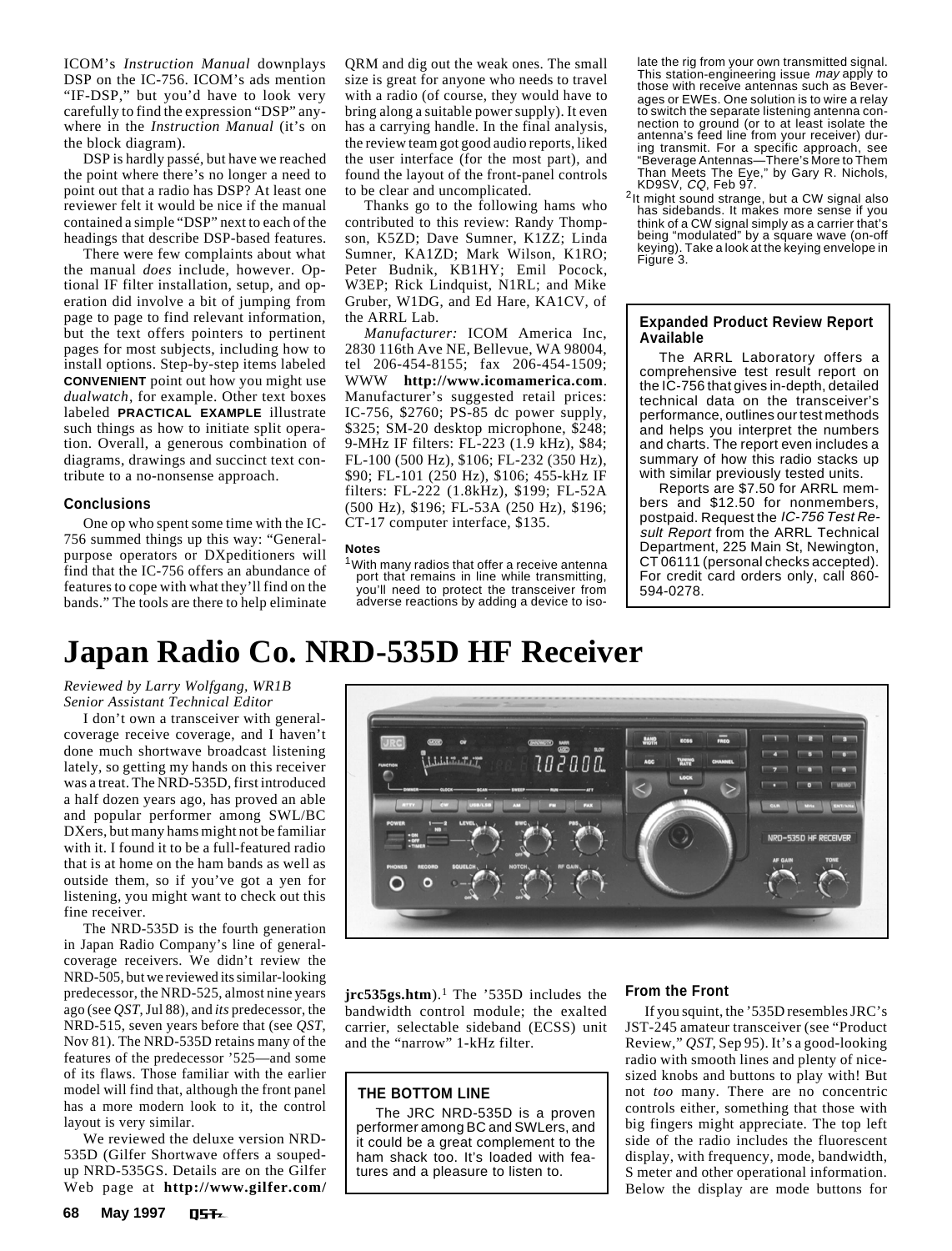ICOM's *Instruction Manual* downplays DSP on the IC-756. ICOM's ads mention "IF-DSP," but you'd have to look very carefully to find the expression "DSP" anywhere in the *Instruction Manual* (it's on the block diagram).

DSP is hardly passé, but have we reached the point where there's no longer a need to point out that a radio has DSP? At least one reviewer felt it would be nice if the manual contained a simple "DSP" next to each of the headings that describe DSP-based features.

There were few complaints about what the manual *does* include, however. Optional IF filter installation, setup, and operation did involve a bit of jumping from page to page to find relevant information, but the text offers pointers to pertinent pages for most subjects, including how to install options. Step-by-step items labeled **CONVENIENT** point out how you might use *dualwatch*, for example. Other text boxes labeled **PRACTICAL EXAMPLE** illustrate such things as how to initiate split operation. Overall, a generous combination of diagrams, drawings and succinct text contribute to a no-nonsense approach.

### Conclusions

One op who spent some time with the IC-756 summed things up this way: "General-purpose operators or DXpeditioners will find that the IC-756 offers an abundance of features to cope with what they'll find on the bands." The tools are there to help eliminate QRM and dig out the weak ones. The small size is great for anyone who needs to travel with a radio (of course, they would have to bring along a suitable power supply). It even has a carrying handle. In the final analysis, the review team got good audio reports, liked the user interface (for the most part), and found the layout of the front-panel controls to be clear and uncomplicated.

Thanks go to the following hams who contributed to this review: Randy Thompson, K5ZD; Dave Sumner, K1ZZ; Linda Sumner, KA1ZD; Mark Wilson, K1RO; Peter Budnik, KB1HY; Emil Pocock, W3EP; Rick Lindquist, N1RL; and Mike Gruber, W1DG, and Ed Hare, KA1CV, of the ARRL Lab.

*Manufacturer:* ICOM America Inc, 2830 116th Ave NE, Bellevue, WA 98004, tel 206-454-8155; fax 206-454-1509; WWW **http://www.icomamerica.com**. Manufacturer's suggested retail prices: IC-756, $2760; PS-85 dc power supply, $325; SM-20 desktop microphone, $248; 9-MHz IF filters: FL-223 (1.9 kHz), $84; FL-100 (500 Hz), $106; FL-232 (350 Hz), $90; FL-101 (250 Hz), $106; 455-kHz IF filters: FL-222 (1.8kHz), $199; FL-52A (500 Hz), $196; FL-53A (250 Hz), $196; CT-17 computer interface, $135.

#### Notes

[1] With many radios that offer a receive antenna port that remains in line while transmitting, you'll need to protect the transceiver from adverse reactions by adding a device to isolate the rig from your own transmitted signal. This station-engineering issue *may* apply to those with receive antennas such as Beverages or EWEs. One solution is to wire a relay to switch the separate listening antenna connection to ground (or to at least isolate the antenna's feed line from your receiver) during transmit. For a specific approach, see "Beverage Antennas—There's More to Them Than Meets The Eye," by Gary R. Nichols, KD9SV, *CQ*, Feb 97.

[2] It might sound strange, but a CW signal also has sidebands. It makes more sense if you think of a CW signal simply as a carrier that's being "modulated" by a square wave (on-off keying). Take a look at the keying envelope in Figure 3.

> **Expanded Product Review Report Available**
>
> The ARRL Laboratory offers a comprehensive test result report on the IC-756 that gives in-depth, detailed technical data on the transceiver's performance, outlines our test methods and helps you interpret the numbers and charts. The report even includes a summary of how this radio stacks up with similar previously tested units.
>
> Reports are $7.50 for ARRL members and $12.50 for nonmembers, postpaid. Request the *IC-756 Test Result Report* from the ARRL Technical Department, 225 Main St, Newington, CT 06111 (personal checks accepted). For credit card orders only, call 860-594-0278.

# Japan Radio Co. NRD-535D HF Receiver

*Reviewed by Larry Wolfgang, WR1B*
*Senior Assistant Technical Editor*

I don't own a transceiver with general-coverage receive coverage, and I haven't done much shortwave broadcast listening lately, so getting my hands on this receiver was a treat. The NRD-535D, first introduced a half dozen years ago, has proved an able and popular performer among SWL/BC DXers, but many hams might not be familiar with it. I found it to be a full-featured radio that is at home on the ham bands as well as outside them, so if you've got a yen for listening, you might want to check out this fine receiver.

The NRD-535D is the fourth generation in Japan Radio Company's line of general-coverage receivers. We didn't review the NRD-505, but we reviewed its similar-looking predecessor, the NRD-525, almost nine years ago (see *QST*, Jul 88), and *its* predecessor, the NRD-515, seven years before that (see *QST*, Nov 81). The NRD-535D retains many of the features of the predecessor '525—and some of its flaws. Those familiar with the earlier model will find that, although the front panel has a more modern look to it, the control layout is very similar.

We reviewed the deluxe version NRD-535D (Gilfer Shortwave offers a souped-up NRD-535GS. Details are on the Gilfer Web page at **http://www.gilfer.com/jrc535gs.htm**).[1] The '535D includes the bandwidth control module; the exalted carrier, selectable sideband (ECSS) unit and the "narrow" 1-kHz filter.

> **THE BOTTOM LINE**
>
> The JRC NRD-535D is a proven performer among BC and SWLers, and it could be a great complement to the ham shack too. It's loaded with features and a pleasure to listen to.

### From the Front

If you squint, the '535D resembles JRC's JST-245 amateur transceiver (see "Product Review," *QST*, Sep 95). It's a good-looking radio with smooth lines and plenty of nice-sized knobs and buttons to play with! But not *too* many. There are no concentric controls either, something that those with big fingers might appreciate. The top left side of the radio includes the fluorescent display, with frequency, mode, bandwidth, S meter and other operational information. Below the display are mode buttons for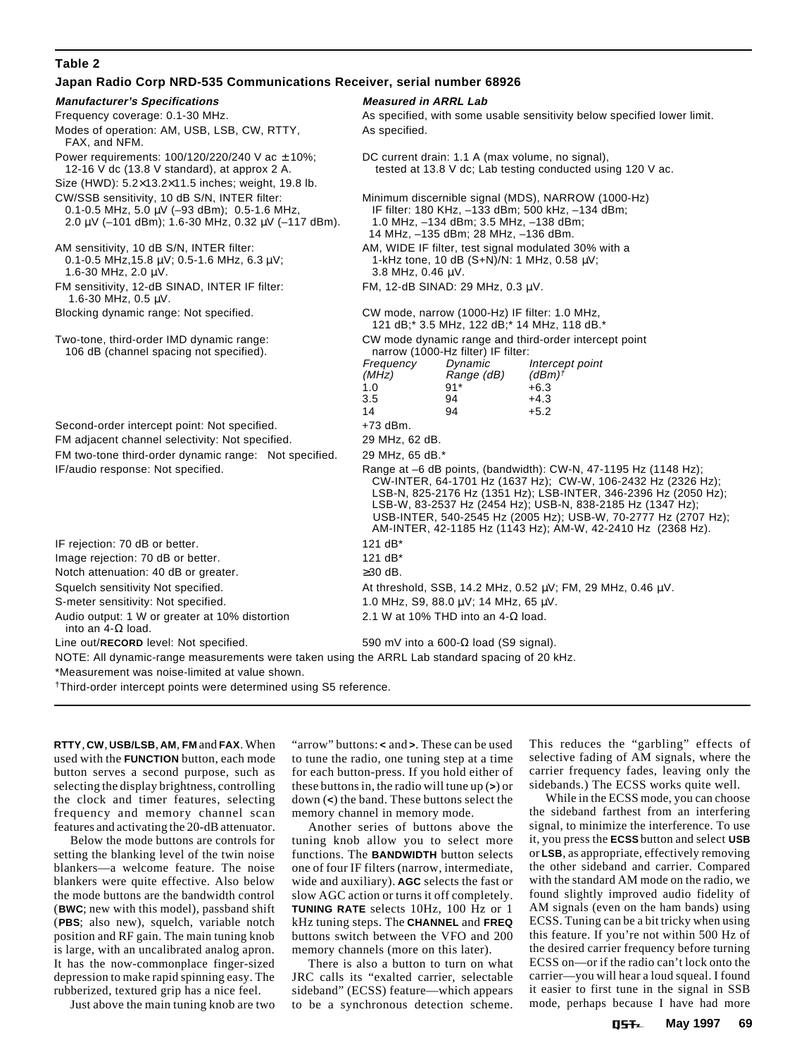**Table 2**

**Japan Radio Corp NRD-535 Communications Receiver, serial number 68926**

| *Manufacturer's Specifications* | *Measured in ARRL Lab* |
|---|---|
| Frequency coverage: 0.1-30 MHz. | As specified, with some usable sensitivity below specified lower limit. |
| Modes of operation: AM, USB, LSB, CW, RTTY, FAX, and NFM. | As specified. |
| Power requirements: 100/120/220/240 V ac ±10%; 12-16 V dc (13.8 V standard), at approx 2 A. | DC current drain: 1.1 A (max volume, no signal), tested at 13.8 V dc; Lab testing conducted using 120 V ac. |
| Size (HWD): 5.2×13.2×11.5 inches; weight, 19.8 lb. | |
| CW/SSB sensitivity, 10 dB S/N, INTER filter: 0.1-0.5 MHz, 5.0 µV (–93 dBm); 0.5-1.6 MHz, 2.0 µV (–101 dBm); 1.6-30 MHz, 0.32 µV (–117 dBm). | Minimum discernible signal (MDS), NARROW (1000-Hz) IF filter: 180 KHz, –133 dBm; 500 kHz, –134 dBm; 1.0 MHz, –134 dBm; 3.5 MHz, –138 dBm; 14 MHz, –135 dBm; 28 MHz, –136 dBm. |
| AM sensitivity, 10 dB S/N, INTER filter: 0.1-0.5 MHz,15.8 µV; 0.5-1.6 MHz, 6.3 µV; 1.6-30 MHz, 2.0 µV. | AM, WIDE IF filter, test signal modulated 30% with a 1-kHz tone, 10 dB (S+N)/N: 1 MHz, 0.58 µV; 3.8 MHz, 0.46 µV. |
| FM sensitivity, 12-dB SINAD, INTER IF filter: 1.6-30 MHz, 0.5 µV. | FM, 12-dB SINAD: 29 MHz, 0.3 µV. |
| Blocking dynamic range: Not specified. | CW mode, narrow (1000-Hz) IF filter: 1.0 MHz, 121 dB;* 3.5 MHz, 122 dB;* 14 MHz, 118 dB.* |
| Two-tone, third-order IMD dynamic range: 106 dB (channel spacing not specified). | CW mode dynamic range and third-order intercept point narrow (1000-Hz filter) IF filter: |

| *Frequency (MHz)* | *Dynamic Range (dB)* | *Intercept point (dBm)*† |
|---|---|---|
| 1.0 | 91* | +6.3 |
| 3.5 | 94 | +4.3 |
| 14 | 94 | +5.2 |

| *Manufacturer's Specifications* | *Measured in ARRL Lab* |
|---|---|
| Second-order intercept point: Not specified. | +73 dBm. |
| FM adjacent channel selectivity: Not specified. | 29 MHz, 62 dB. |
| FM two-tone third-order dynamic range: Not specified. | 29 MHz, 65 dB.* |
| IF/audio response: Not specified. | Range at –6 dB points, (bandwidth): CW-N, 47-1195 Hz (1148 Hz); CW-INTER, 64-1701 Hz (1637 Hz); CW-W, 106-2432 Hz (2326 Hz); LSB-N, 825-2176 Hz (1351 Hz); LSB-INTER, 346-2396 Hz (2050 Hz); LSB-W, 83-2537 Hz (2454 Hz); USB-N, 838-2185 Hz (1347 Hz); USB-INTER, 540-2545 Hz (2005 Hz); USB-W, 70-2777 Hz (2707 Hz); AM-INTER, 42-1185 Hz (1143 Hz); AM-W, 42-2410 Hz (2368 Hz). |
| IF rejection: 70 dB or better. | 121 dB* |
| Image rejection: 70 dB or better. | 121 dB* |
| Notch attenuation: 40 dB or greater. | ≥30 dB. |
| Squelch sensitivity Not specified. | At threshold, SSB, 14.2 MHz, 0.52 µV; FM, 29 MHz, 0.46 µV. |
| S-meter sensitivity: Not specified. | 1.0 MHz, S9, 88.0 µV; 14 MHz, 65 µV. |
| Audio output: 1 W or greater at 10% distortion into an 4-Ω load. | 2.1 W at 10% THD into an 4-Ω load. |
| Line out/**RECORD** level: Not specified. | 590 mV into a 600-Ω load (S9 signal). |

NOTE: All dynamic-range measurements were taken using the ARRL Lab standard spacing of 20 kHz.

*Measurement was noise-limited at value shown.

†Third-order intercept points were determined using S5 reference.

**RTTY**, **CW**, **USB/LSB**, **AM**, **FM** and **FAX**. When used with the **FUNCTION** button, each mode button serves a second purpose, such as selecting the display brightness, controlling the clock and timer features, selecting frequency and memory channel scan features and activating the 20-dB attenuator.

Below the mode buttons are controls for setting the blanking level of the twin noise blankers—a welcome feature. The noise blankers were quite effective. Also below the mode buttons are the bandwidth control (**BWC**; new with this model), passband shift (**PBS**; also new), squelch, variable notch position and RF gain. The main tuning knob is large, with an uncalibrated analog apron. It has the now-commonplace finger-sized depression to make rapid spinning easy. The rubberized, textured grip has a nice feel.

Just above the main tuning knob are two "arrow" buttons: **<** and **>**. These can be used to tune the radio, one tuning step at a time for each button-press. If you hold either of these buttons in, the radio will tune up (**>**) or down (**<**) the band. These buttons select the memory channel in memory mode.

Another series of buttons above the tuning knob allow you to select more functions. The **BANDWIDTH** button selects one of four IF filters (narrow, intermediate, wide and auxiliary). **AGC** selects the fast or slow AGC action or turns it off completely. **TUNING RATE** selects 10Hz, 100 Hz or 1 kHz tuning steps. The **CHANNEL** and **FREQ** buttons switch between the VFO and 200 memory channels (more on this later).

There is also a button to turn on what JRC calls its "exalted carrier, selectable sideband" (ECSS) feature—which appears to be a synchronous detection scheme. This reduces the "garbling" effects of selective fading of AM signals, where the carrier frequency fades, leaving only the sidebands.) The ECSS works quite well.

While in the ECSS mode, you can choose the sideband farthest from an interfering signal, to minimize the interference. To use it, you press the **ECSS** button and select **USB** or **LSB**, as appropriate, effectively removing the other sideband and carrier. Compared with the standard AM mode on the radio, we found slightly improved audio fidelity of AM signals (even on the ham bands) using ECSS. Tuning can be a bit tricky when using this feature. If you're not within 500 Hz of the desired carrier frequency before turning ECSS on—or if the radio can't lock onto the carrier—you will hear a loud squeal. I found it easier to first tune in the signal in SSB mode, perhaps because I have had more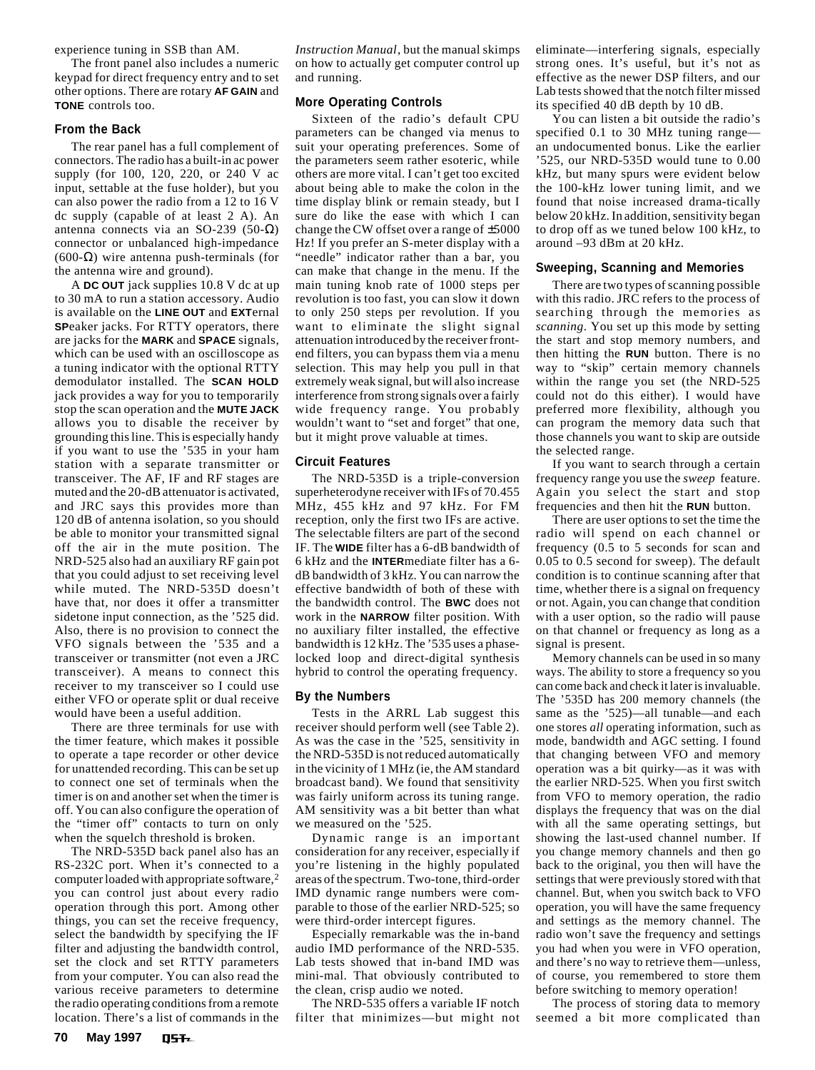experience tuning in SSB than AM.

The front panel also includes a numeric keypad for direct frequency entry and to set other options. There are rotary **AF GAIN** and **TONE** controls too.

### From the Back

The rear panel has a full complement of connectors. The radio has a built-in ac power supply (for 100, 120, 220, or 240 V ac input, settable at the fuse holder), but you can also power the radio from a 12 to 16 V dc supply (capable of at least 2 A). An antenna connects via an SO-239 (50-Ω) connector or unbalanced high-impedance (600-Ω) wire antenna push-terminals (for the antenna wire and ground).

A **DC OUT** jack supplies 10.8 V dc at up to 30 mA to run a station accessory. Audio is available on the **LINE OUT** and **EXT**ernal **SP**eaker jacks. For RTTY operators, there are jacks for the **MARK** and **SPACE** signals, which can be used with an oscilloscope as a tuning indicator with the optional RTTY demodulator installed. The **SCAN HOLD** jack provides a way for you to temporarily stop the scan operation and the **MUTE JACK** allows you to disable the receiver by grounding this line. This is especially handy if you want to use the '535 in your ham station with a separate transmitter or transceiver. The AF, IF and RF stages are muted and the 20-dB attenuator is activated, and JRC says this provides more than 120 dB of antenna isolation, so you should be able to monitor your transmitted signal off the air in the mute position. The NRD-525 also had an auxiliary RF gain pot that you could adjust to set receiving level while muted. The NRD-535D doesn't have that, nor does it offer a transmitter sidetone input connection, as the '525 did. Also, there is no provision to connect the VFO signals between the '535 and a transceiver or transmitter (not even a JRC transceiver). A means to connect this receiver to my transceiver so I could use either VFO or operate split or dual receive would have been a useful addition.

There are three terminals for use with the timer feature, which makes it possible to operate a tape recorder or other device for unattended recording. This can be set up to connect one set of terminals when the timer is on and another set when the timer is off. You can also configure the operation of the "timer off" contacts to turn on only when the squelch threshold is broken.

The NRD-535D back panel also has an RS-232C port. When it's connected to a computer loaded with appropriate software,[2] you can control just about every radio operation through this port. Among other things, you can set the receive frequency, select the bandwidth by specifying the IF filter and adjusting the bandwidth control, set the clock and set RTTY parameters from your computer. You can also read the various receive parameters to determine the radio operating conditions from a remote location. There's a list of commands in the *Instruction Manual*, but the manual skimps on how to actually get computer control up and running.

### More Operating Controls

Sixteen of the radio's default CPU parameters can be changed via menus to suit your operating preferences. Some of the parameters seem rather esoteric, while others are more vital. I can't get too excited about being able to make the colon in the time display blink or remain steady, but I sure do like the ease with which I can change the CW offset over a range of ±5000 Hz! If you prefer an S-meter display with a "needle" indicator rather than a bar, you can make that change in the menu. If the main tuning knob rate of 1000 steps per revolution is too fast, you can slow it down to only 250 steps per revolution. If you want to eliminate the slight signal attenuation introduced by the receiver front-end filters, you can bypass them via a menu selection. This may help you pull in that extremely weak signal, but will also increase interference from strong signals over a fairly wide frequency range. You probably wouldn't want to "set and forget" that one, but it might prove valuable at times.

### Circuit Features

The NRD-535D is a triple-conversion superheterodyne receiver with IFs of 70.455 MHz, 455 kHz and 97 kHz. For FM reception, only the first two IFs are active. The selectable filters are part of the second IF. The **WIDE** filter has a 6-dB bandwidth of 6 kHz and the **INTER**mediate filter has a 6-dB bandwidth of 3 kHz. You can narrow the effective bandwidth of both of these with the bandwidth control. The **BWC** does not work in the **NARROW** filter position. With no auxiliary filter installed, the effective bandwidth is 12 kHz. The '535 uses a phase-locked loop and direct-digital synthesis hybrid to control the operating frequency.

### By the Numbers

Tests in the ARRL Lab suggest this receiver should perform well (see Table 2). As was the case in the '525, sensitivity in the NRD-535D is not reduced automatically in the vicinity of 1 MHz (ie, the AM standard broadcast band). We found that sensitivity was fairly uniform across its tuning range. AM sensitivity was a bit better than what we measured on the '525.

Dynamic range is an important consideration for any receiver, especially if you're listening in the highly populated areas of the spectrum. Two-tone, third-order IMD dynamic range numbers were comparable to those of the earlier NRD-525; so were third-order intercept figures.

Especially remarkable was the in-band audio IMD performance of the NRD-535. Lab tests showed that in-band IMD was mini-mal. That obviously contributed to the clean, crisp audio we noted.

The NRD-535 offers a variable IF notch filter that minimizes—but might not eliminate—interfering signals, especially strong ones. It's useful, but it's not as effective as the newer DSP filters, and our Lab tests showed that the notch filter missed its specified 40 dB depth by 10 dB.

You can listen a bit outside the radio's specified 0.1 to 30 MHz tuning range—an undocumented bonus. Like the earlier '525, our NRD-535D would tune to 0.00 kHz, but many spurs were evident below the 100-kHz lower tuning limit, and we found that noise increased drama-tically below 20 kHz. In addition, sensitivity began to drop off as we tuned below 100 kHz, to around –93 dBm at 20 kHz.

### Sweeping, Scanning and Memories

There are two types of scanning possible with this radio. JRC refers to the process of searching through the memories as *scanning*. You set up this mode by setting the start and stop memory numbers, and then hitting the **RUN** button. There is no way to "skip" certain memory channels within the range you set (the NRD-525 could not do this either). I would have preferred more flexibility, although you can program the memory data such that those channels you want to skip are outside the selected range.

If you want to search through a certain frequency range you use the *sweep* feature. Again you select the start and stop frequencies and then hit the **RUN** button.

There are user options to set the time the radio will spend on each channel or frequency (0.5 to 5 seconds for scan and 0.05 to 0.5 second for sweep). The default condition is to continue scanning after that time, whether there is a signal on frequency or not. Again, you can change that condition with a user option, so the radio will pause on that channel or frequency as long as a signal is present.

Memory channels can be used in so many ways. The ability to store a frequency so you can come back and check it later is invaluable. The '535D has 200 memory channels (the same as the '525)—all tunable—and each one stores *all* operating information, such as mode, bandwidth and AGC setting. I found that changing between VFO and memory operation was a bit quirky—as it was with the earlier NRD-525. When you first switch from VFO to memory operation, the radio displays the frequency that was on the dial with all the same operating settings, but showing the last-used channel number. If you change memory channels and then go back to the original, you then will have the settings that were previously stored with that channel. But, when you switch back to VFO operation, you will have the same frequency and settings as the memory channel. The radio won't save the frequency and settings you had when you were in VFO operation, and there's no way to retrieve them—unless, of course, you remembered to store them before switching to memory operation!

The process of storing data to memory seemed a bit more complicated than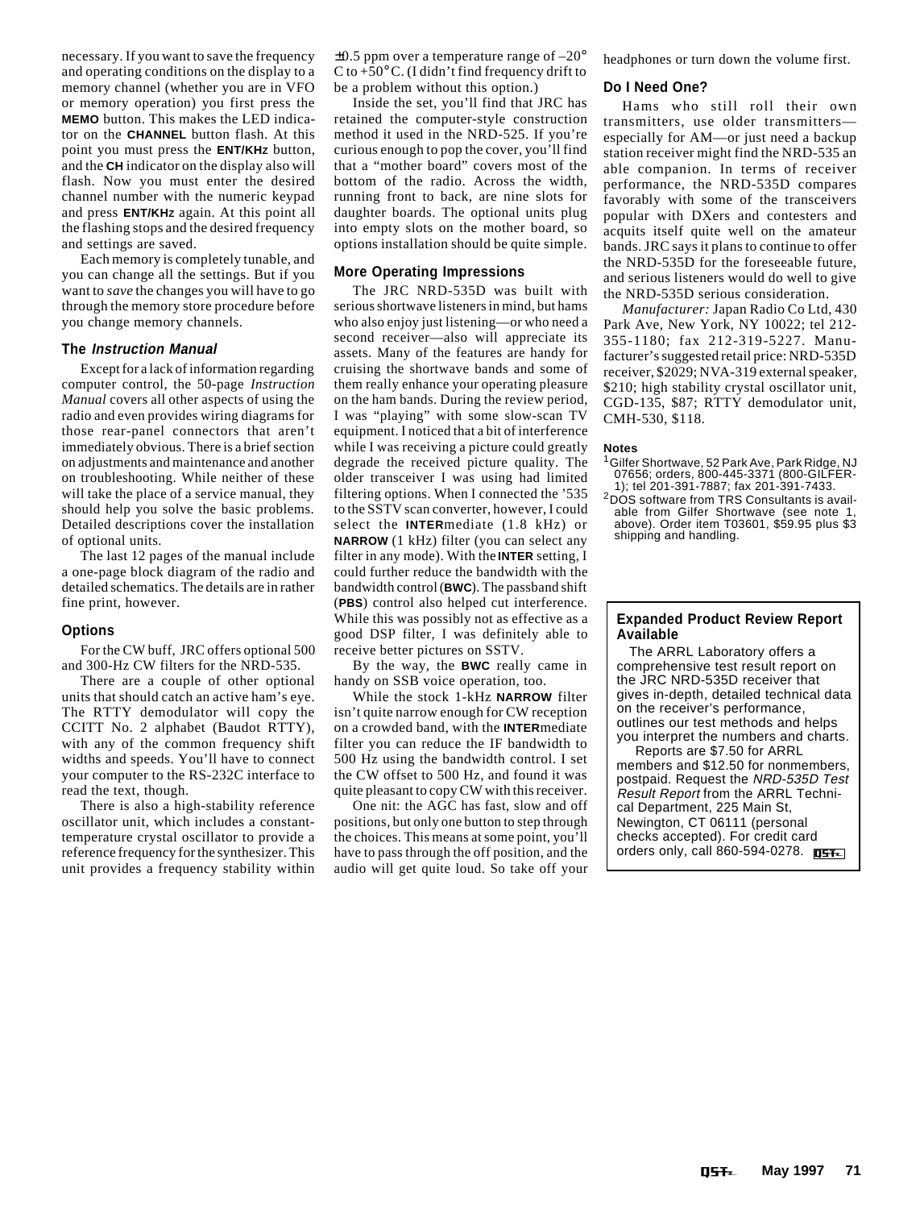necessary. If you want to save the frequency and operating conditions on the display to a memory channel (whether you are in VFO or memory operation) you first press the **MEMO** button. This makes the LED indicator on the **CHANNEL** button flash. At this point you must press the **ENT/KHz** button, and the **CH** indicator on the display also will flash. Now you must enter the desired channel number with the numeric keypad and press **ENT/KHz** again. At this point all the flashing stops and the desired frequency and settings are saved.

Each memory is completely tunable, and you can change all the settings. But if you want to *save* the changes you will have to go through the memory store procedure before you change memory channels.

### The *Instruction Manual*

Except for a lack of information regarding computer control, the 50-page *Instruction Manual* covers all other aspects of using the radio and even provides wiring diagrams for those rear-panel connectors that aren't immediately obvious. There is a brief section on adjustments and maintenance and another on troubleshooting. While neither of these will take the place of a service manual, they should help you solve the basic problems. Detailed descriptions cover the installation of optional units.

The last 12 pages of the manual include a one-page block diagram of the radio and detailed schematics. The details are in rather fine print, however.

### Options

For the CW buff, JRC offers optional 500 and 300-Hz CW filters for the NRD-535.

There are a couple of other optional units that should catch an active ham's eye. The RTTY demodulator will copy the CCITT No. 2 alphabet (Baudot RTTY), with any of the common frequency shift widths and speeds. You'll have to connect your computer to the RS-232C interface to read the text, though.

There is also a high-stability reference oscillator unit, which includes a constant-temperature crystal oscillator to provide a reference frequency for the synthesizer. This unit provides a frequency stability within ±0.5 ppm over a temperature range of –20° C to +50° C. (I didn't find frequency drift to be a problem without this option.)

Inside the set, you'll find that JRC has retained the computer-style construction method it used in the NRD-525. If you're curious enough to pop the cover, you'll find that a "mother board" covers most of the bottom of the radio. Across the width, running front to back, are nine slots for daughter boards. The optional units plug into empty slots on the mother board, so options installation should be quite simple.

### More Operating Impressions

The JRC NRD-535D was built with serious shortwave listeners in mind, but hams who also enjoy just listening—or who need a second receiver—also will appreciate its assets. Many of the features are handy for cruising the shortwave bands and some of them really enhance your operating pleasure on the ham bands. During the review period, I was "playing" with some slow-scan TV equipment. I noticed that a bit of interference while I was receiving a picture could greatly degrade the received picture quality. The older transceiver I was using had limited filtering options. When I connected the '535 to the SSTV scan converter, however, I could select the **INTER**mediate (1.8 kHz) or **NARROW** (1 kHz) filter (you can select any filter in any mode). With the **INTER** setting, I could further reduce the bandwidth with the bandwidth control (**BWC**). The passband shift (**PBS**) control also helped cut interference. While this was possibly not as effective as a good DSP filter, I was definitely able to receive better pictures on SSTV.

By the way, the **BWC** really came in handy on SSB voice operation, too.

While the stock 1-kHz **NARROW** filter isn't quite narrow enough for CW reception on a crowded band, with the **INTER**mediate filter you can reduce the IF bandwidth to 500 Hz using the bandwidth control. I set the CW offset to 500 Hz, and found it was quite pleasant to copy CW with this receiver.

One nit: the AGC has fast, slow and off positions, but only one button to step through the choices. This means at some point, you'll have to pass through the off position, and the audio will get quite loud. So take off your headphones or turn down the volume first.

### Do I Need One?

Hams who still roll their own transmitters, use older transmitters—especially for AM—or just need a backup station receiver might find the NRD-535 an able companion. In terms of receiver performance, the NRD-535D compares favorably with some of the transceivers popular with DXers and contesters and acquits itself quite well on the amateur bands. JRC says it plans to continue to offer the NRD-535D for the foreseeable future, and serious listeners would do well to give the NRD-535D serious consideration.

*Manufacturer:* Japan Radio Co Ltd, 430 Park Ave, New York, NY 10022; tel 212-355-1180; fax 212-319-5227. Manufacturer's suggested retail price: NRD-535D receiver, $2029; NVA-319 external speaker, $210; high stability crystal oscillator unit, CGD-135, $87; RTTY demodulator unit, CMH-530, $118.

#### Notes

[1] Gilfer Shortwave, 52 Park Ave, Park Ridge, NJ 07656; orders, 800-445-3371 (800-GILFER-1); tel 201-391-7887; fax 201-391-7433.

[2] DOS software from TRS Consultants is available from Gilfer Shortwave (see note 1, above). Order item T03601, $59.95 plus $3 shipping and handling.

---

**Expanded Product Review Report Available**

The ARRL Laboratory offers a comprehensive test result report on the JRC NRD-535D receiver that gives in-depth, detailed technical data on the receiver's performance, outlines our test methods and helps you interpret the numbers and charts.

Reports are $7.50 for ARRL members and $12.50 for nonmembers, postpaid. Request the *NRD-535D Test Result Report* from the ARRL Technical Department, 225 Main St, Newington, CT 06111 (personal checks accepted). For credit card orders only, call 860-594-0278.